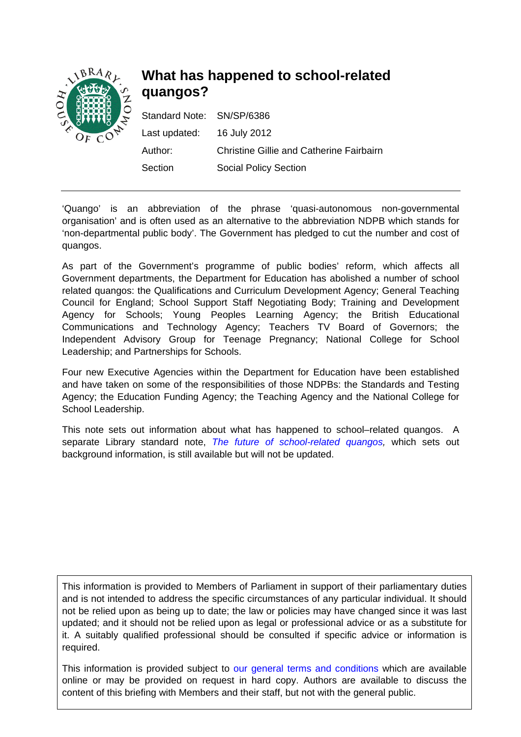# What has happened to school-related quangos?

| | |
|---|---|
| Standard Note: | SN/SP/6386 |
| Last updated: | 16 July 2012 |
| Author: | Christine Gillie and Catherine Fairbairn |
| Section | Social Policy Section |

---

'Quango' is an abbreviation of the phrase 'quasi-autonomous non-governmental organisation' and is often used as an alternative to the abbreviation NDPB which stands for 'non-departmental public body'. The Government has pledged to cut the number and cost of quangos.

As part of the Government's programme of public bodies' reform, which affects all Government departments, the Department for Education has abolished a number of school related quangos: the Qualifications and Curriculum Development Agency; General Teaching Council for England; School Support Staff Negotiating Body; Training and Development Agency for Schools; Young Peoples Learning Agency; the British Educational Communications and Technology Agency; Teachers TV Board of Governors; the Independent Advisory Group for Teenage Pregnancy; National College for School Leadership; and Partnerships for Schools.

Four new Executive Agencies within the Department for Education have been established and have taken on some of the responsibilities of those NDPBs: the Standards and Testing Agency; the Education Funding Agency; the Teaching Agency and the National College for School Leadership.

This note sets out information about what has happened to school–related quangos. A separate Library standard note, *The future of school-related quangos,* which sets out background information, is still available but will not be updated.

This information is provided to Members of Parliament in support of their parliamentary duties and is not intended to address the specific circumstances of any particular individual. It should not be relied upon as being up to date; the law or policies may have changed since it was last updated; and it should not be relied upon as legal or professional advice or as a substitute for it. A suitably qualified professional should be consulted if specific advice or information is required.

This information is provided subject to our general terms and conditions which are available online or may be provided on request in hard copy. Authors are available to discuss the content of this briefing with Members and their staff, but not with the general public.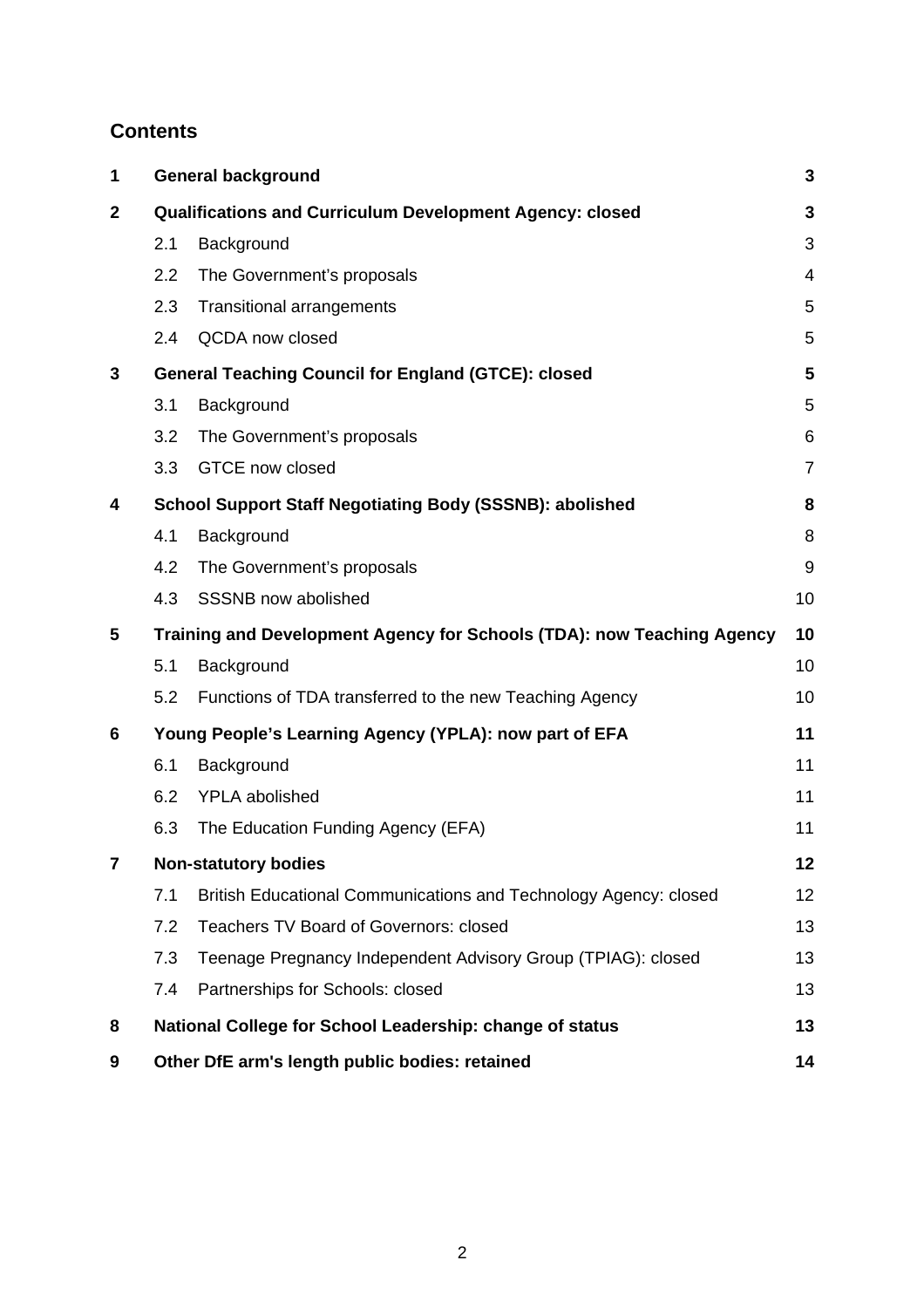## Contents

| | | | |
|---|---|---|---|
| **1** | **General background** | | **3** |
| **2** | **Qualifications and Curriculum Development Agency: closed** | | **3** |
| | 2.1 | Background | 3 |
| | 2.2 | The Government's proposals | 4 |
| | 2.3 | Transitional arrangements | 5 |
| | 2.4 | QCDA now closed | 5 |
| **3** | **General Teaching Council for England (GTCE): closed** | | **5** |
| | 3.1 | Background | 5 |
| | 3.2 | The Government's proposals | 6 |
| | 3.3 | GTCE now closed | 7 |
| **4** | **School Support Staff Negotiating Body (SSSNB): abolished** | | **8** |
| | 4.1 | Background | 8 |
| | 4.2 | The Government's proposals | 9 |
| | 4.3 | SSSNB now abolished | 10 |
| **5** | **Training and Development Agency for Schools (TDA): now Teaching Agency** | | **10** |
| | 5.1 | Background | 10 |
| | 5.2 | Functions of TDA transferred to the new Teaching Agency | 10 |
| **6** | **Young People's Learning Agency (YPLA): now part of EFA** | | **11** |
| | 6.1 | Background | 11 |
| | 6.2 | YPLA abolished | 11 |
| | 6.3 | The Education Funding Agency (EFA) | 11 |
| **7** | **Non-statutory bodies** | | **12** |
| | 7.1 | British Educational Communications and Technology Agency: closed | 12 |
| | 7.2 | Teachers TV Board of Governors: closed | 13 |
| | 7.3 | Teenage Pregnancy Independent Advisory Group (TPIAG): closed | 13 |
| | 7.4 | Partnerships for Schools: closed | 13 |
| **8** | **National College for School Leadership: change of status** | | **13** |
| **9** | **Other DfE arm's length public bodies: retained** | | **14** |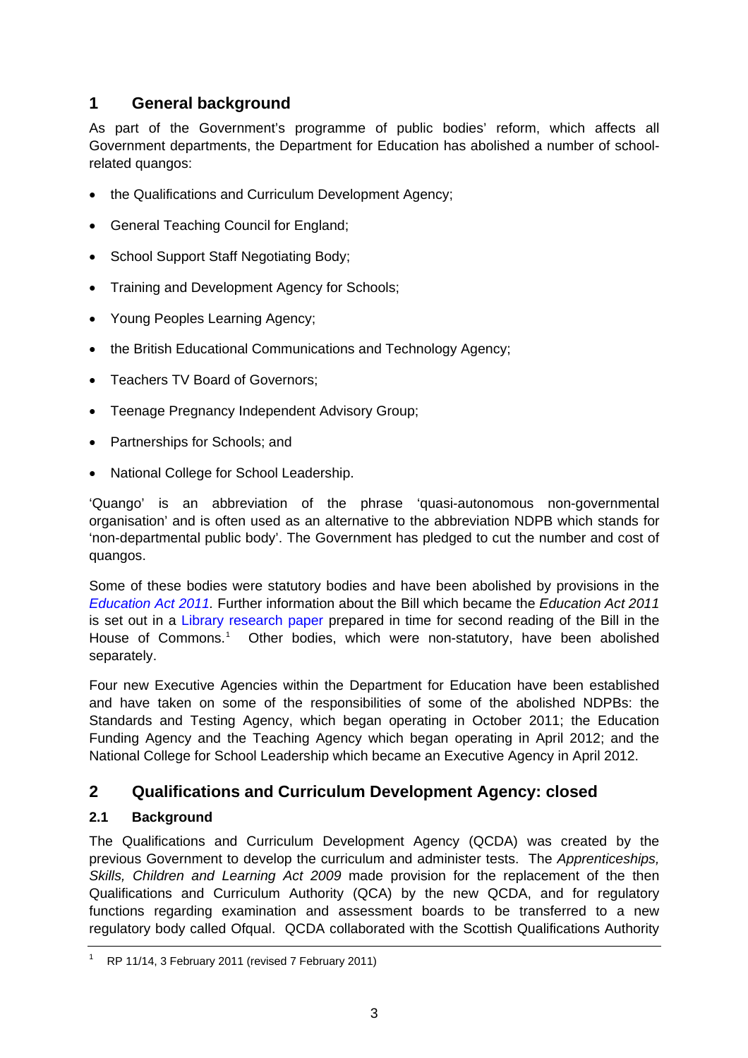# 1 General background

As part of the Government's programme of public bodies' reform, which affects all Government departments, the Department for Education has abolished a number of school-related quangos:

- the Qualifications and Curriculum Development Agency;
- General Teaching Council for England;
- School Support Staff Negotiating Body;
- Training and Development Agency for Schools;
- Young Peoples Learning Agency;
- the British Educational Communications and Technology Agency;
- Teachers TV Board of Governors;
- Teenage Pregnancy Independent Advisory Group;
- Partnerships for Schools; and
- National College for School Leadership.

'Quango' is an abbreviation of the phrase 'quasi-autonomous non-governmental organisation' and is often used as an alternative to the abbreviation NDPB which stands for 'non-departmental public body'. The Government has pledged to cut the number and cost of quangos.

Some of these bodies were statutory bodies and have been abolished by provisions in the *Education Act 2011*. Further information about the Bill which became the *Education Act 2011* is set out in a Library research paper prepared in time for second reading of the Bill in the House of Commons.[1] Other bodies, which were non-statutory, have been abolished separately.

Four new Executive Agencies within the Department for Education have been established and have taken on some of the responsibilities of some of the abolished NDPBs: the Standards and Testing Agency, which began operating in October 2011; the Education Funding Agency and the Teaching Agency which began operating in April 2012; and the National College for School Leadership which became an Executive Agency in April 2012.

# 2 Qualifications and Curriculum Development Agency: closed

## 2.1 Background

The Qualifications and Curriculum Development Agency (QCDA) was created by the previous Government to develop the curriculum and administer tests. The *Apprenticeships, Skills, Children and Learning Act 2009* made provision for the replacement of the then Qualifications and Curriculum Authority (QCA) by the new QCDA, and for regulatory functions regarding examination and assessment boards to be transferred to a new regulatory body called Ofqual. QCDA collaborated with the Scottish Qualifications Authority

[1] RP 11/14, 3 February 2011 (revised 7 February 2011)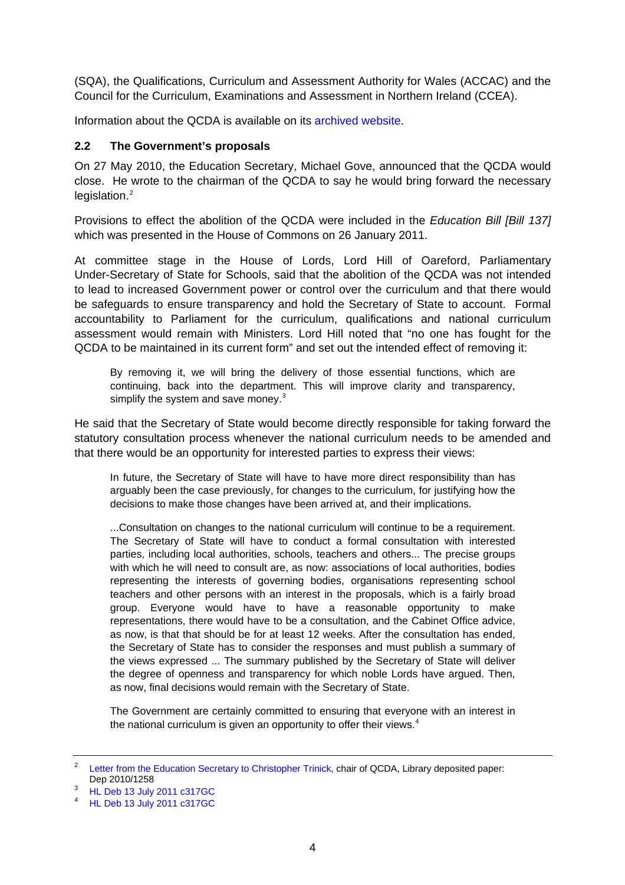(SQA), the Qualifications, Curriculum and Assessment Authority for Wales (ACCAC) and the Council for the Curriculum, Examinations and Assessment in Northern Ireland (CCEA).

Information about the QCDA is available on its archived website.

### 2.2 The Government's proposals

On 27 May 2010, the Education Secretary, Michael Gove, announced that the QCDA would close. He wrote to the chairman of the QCDA to say he would bring forward the necessary legislation.[2]

Provisions to effect the abolition of the QCDA were included in the *Education Bill [Bill 137]* which was presented in the House of Commons on 26 January 2011.

At committee stage in the House of Lords, Lord Hill of Oareford, Parliamentary Under-Secretary of State for Schools, said that the abolition of the QCDA was not intended to lead to increased Government power or control over the curriculum and that there would be safeguards to ensure transparency and hold the Secretary of State to account. Formal accountability to Parliament for the curriculum, qualifications and national curriculum assessment would remain with Ministers. Lord Hill noted that "no one has fought for the QCDA to be maintained in its current form" and set out the intended effect of removing it:

> By removing it, we will bring the delivery of those essential functions, which are continuing, back into the department. This will improve clarity and transparency, simplify the system and save money.[3]

He said that the Secretary of State would become directly responsible for taking forward the statutory consultation process whenever the national curriculum needs to be amended and that there would be an opportunity for interested parties to express their views:

> In future, the Secretary of State will have to have more direct responsibility than has arguably been the case previously, for changes to the curriculum, for justifying how the decisions to make those changes have been arrived at, and their implications.
>
> ...Consultation on changes to the national curriculum will continue to be a requirement. The Secretary of State will have to conduct a formal consultation with interested parties, including local authorities, schools, teachers and others... The precise groups with which he will need to consult are, as now: associations of local authorities, bodies representing the interests of governing bodies, organisations representing school teachers and other persons with an interest in the proposals, which is a fairly broad group. Everyone would have to have a reasonable opportunity to make representations, there would have to be a consultation, and the Cabinet Office advice, as now, is that that should be for at least 12 weeks. After the consultation has ended, the Secretary of State has to consider the responses and must publish a summary of the views expressed ... The summary published by the Secretary of State will deliver the degree of openness and transparency for which noble Lords have argued. Then, as now, final decisions would remain with the Secretary of State.
>
> The Government are certainly committed to ensuring that everyone with an interest in the national curriculum is given an opportunity to offer their views.[4]

---

[2] Letter from the Education Secretary to Christopher Trinick, chair of QCDA, Library deposited paper: Dep 2010/1258

[3] HL Deb 13 July 2011 c317GC

[4] HL Deb 13 July 2011 c317GC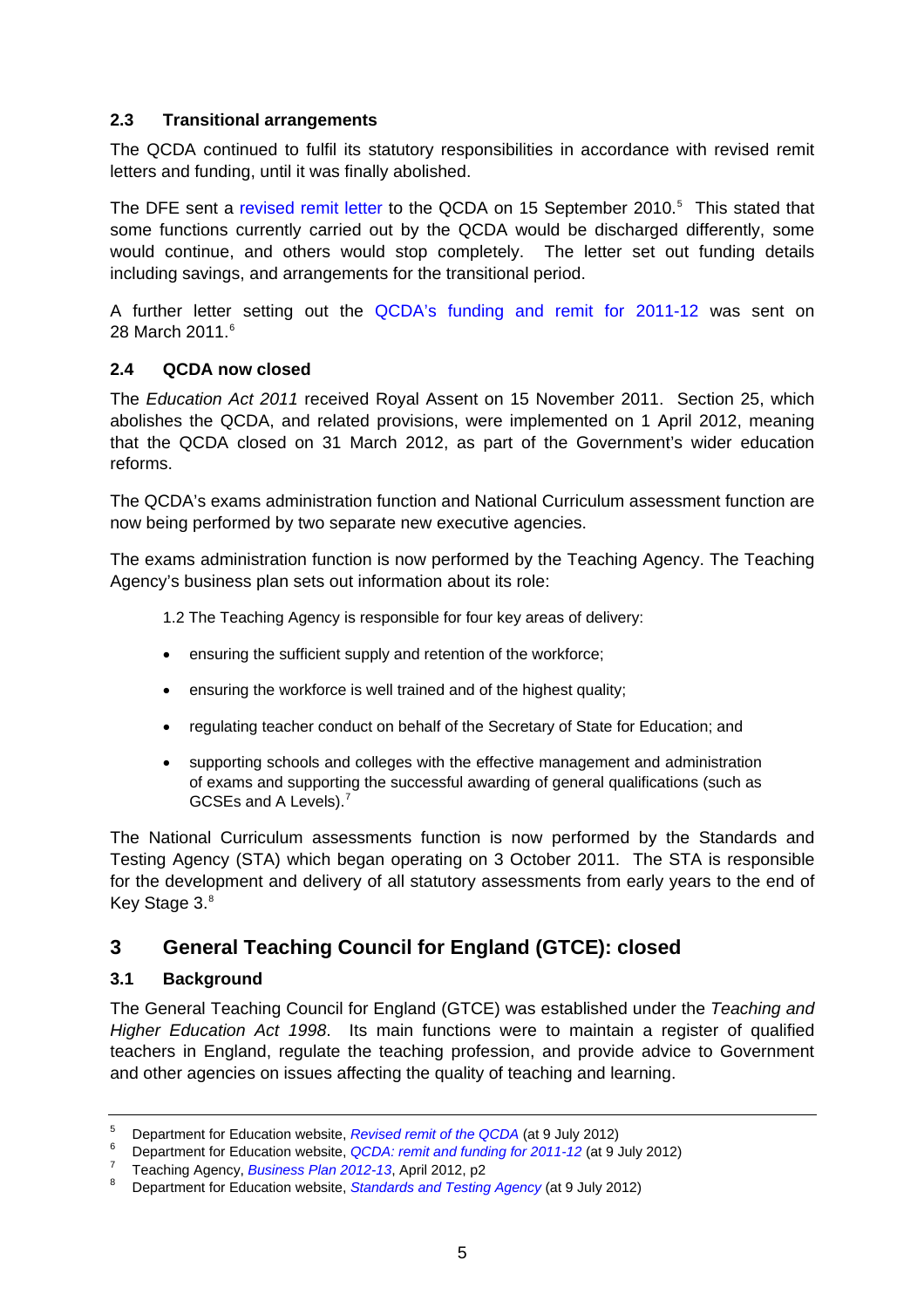### 2.3 Transitional arrangements

The QCDA continued to fulfil its statutory responsibilities in accordance with revised remit letters and funding, until it was finally abolished.

The DFE sent a revised remit letter to the QCDA on 15 September 2010.[5] This stated that some functions currently carried out by the QCDA would be discharged differently, some would continue, and others would stop completely. The letter set out funding details including savings, and arrangements for the transitional period.

A further letter setting out the QCDA's funding and remit for 2011-12 was sent on 28 March 2011.[6]

### 2.4 QCDA now closed

The *Education Act 2011* received Royal Assent on 15 November 2011. Section 25, which abolishes the QCDA, and related provisions, were implemented on 1 April 2012, meaning that the QCDA closed on 31 March 2012, as part of the Government's wider education reforms.

The QCDA's exams administration function and National Curriculum assessment function are now being performed by two separate new executive agencies.

The exams administration function is now performed by the Teaching Agency. The Teaching Agency's business plan sets out information about its role:

> 1.2 The Teaching Agency is responsible for four key areas of delivery:
>
> - ensuring the sufficient supply and retention of the workforce;
> - ensuring the workforce is well trained and of the highest quality;
> - regulating teacher conduct on behalf of the Secretary of State for Education; and
> - supporting schools and colleges with the effective management and administration of exams and supporting the successful awarding of general qualifications (such as GCSEs and A Levels).[7]

The National Curriculum assessments function is now performed by the Standards and Testing Agency (STA) which began operating on 3 October 2011. The STA is responsible for the development and delivery of all statutory assessments from early years to the end of Key Stage 3.[8]

## 3 General Teaching Council for England (GTCE): closed

### 3.1 Background

The General Teaching Council for England (GTCE) was established under the *Teaching and Higher Education Act 1998*. Its main functions were to maintain a register of qualified teachers in England, regulate the teaching profession, and provide advice to Government and other agencies on issues affecting the quality of teaching and learning.

---

[5] Department for Education website, *Revised remit of the QCDA* (at 9 July 2012)

[6] Department for Education website, *QCDA: remit and funding for 2011-12* (at 9 July 2012)

[7] Teaching Agency, *Business Plan 2012-13*, April 2012, p2

[8] Department for Education website, *Standards and Testing Agency* (at 9 July 2012)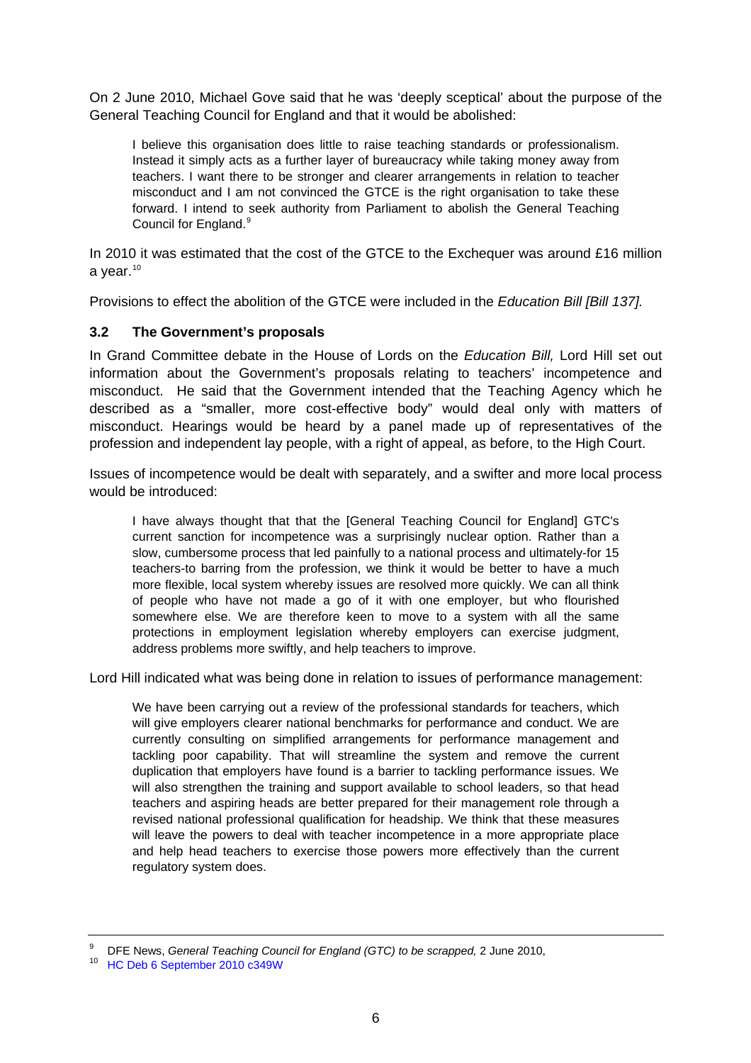On 2 June 2010, Michael Gove said that he was 'deeply sceptical' about the purpose of the General Teaching Council for England and that it would be abolished:

> I believe this organisation does little to raise teaching standards or professionalism. Instead it simply acts as a further layer of bureaucracy while taking money away from teachers. I want there to be stronger and clearer arrangements in relation to teacher misconduct and I am not convinced the GTCE is the right organisation to take these forward. I intend to seek authority from Parliament to abolish the General Teaching Council for England.[9]

In 2010 it was estimated that the cost of the GTCE to the Exchequer was around £16 million a year.[10]

Provisions to effect the abolition of the GTCE were included in the *Education Bill [Bill 137].*

### 3.2 The Government's proposals

In Grand Committee debate in the House of Lords on the *Education Bill,* Lord Hill set out information about the Government's proposals relating to teachers' incompetence and misconduct. He said that the Government intended that the Teaching Agency which he described as a "smaller, more cost-effective body" would deal only with matters of misconduct. Hearings would be heard by a panel made up of representatives of the profession and independent lay people, with a right of appeal, as before, to the High Court.

Issues of incompetence would be dealt with separately, and a swifter and more local process would be introduced:

> I have always thought that that the [General Teaching Council for England] GTC's current sanction for incompetence was a surprisingly nuclear option. Rather than a slow, cumbersome process that led painfully to a national process and ultimately-for 15 teachers-to barring from the profession, we think it would be better to have a much more flexible, local system whereby issues are resolved more quickly. We can all think of people who have not made a go of it with one employer, but who flourished somewhere else. We are therefore keen to move to a system with all the same protections in employment legislation whereby employers can exercise judgment, address problems more swiftly, and help teachers to improve.

Lord Hill indicated what was being done in relation to issues of performance management:

> We have been carrying out a review of the professional standards for teachers, which will give employers clearer national benchmarks for performance and conduct. We are currently consulting on simplified arrangements for performance management and tackling poor capability. That will streamline the system and remove the current duplication that employers have found is a barrier to tackling performance issues. We will also strengthen the training and support available to school leaders, so that head teachers and aspiring heads are better prepared for their management role through a revised national professional qualification for headship. We think that these measures will leave the powers to deal with teacher incompetence in a more appropriate place and help head teachers to exercise those powers more effectively than the current regulatory system does.

---

[9] DFE News, *General Teaching Council for England (GTC) to be scrapped,* 2 June 2010,

[10] HC Deb 6 September 2010 c349W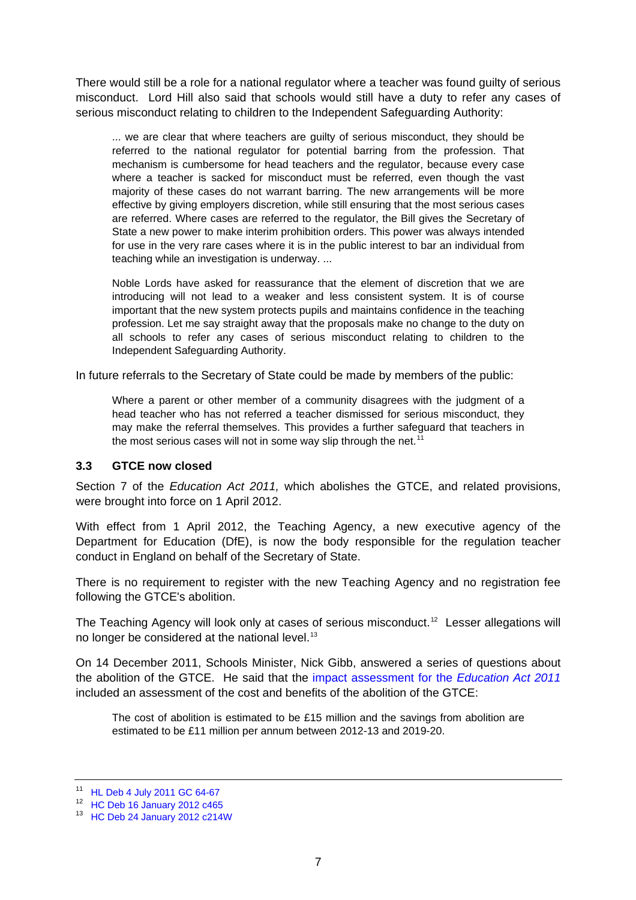There would still be a role for a national regulator where a teacher was found guilty of serious misconduct. Lord Hill also said that schools would still have a duty to refer any cases of serious misconduct relating to children to the Independent Safeguarding Authority:

> ... we are clear that where teachers are guilty of serious misconduct, they should be referred to the national regulator for potential barring from the profession. That mechanism is cumbersome for head teachers and the regulator, because every case where a teacher is sacked for misconduct must be referred, even though the vast majority of these cases do not warrant barring. The new arrangements will be more effective by giving employers discretion, while still ensuring that the most serious cases are referred. Where cases are referred to the regulator, the Bill gives the Secretary of State a new power to make interim prohibition orders. This power was always intended for use in the very rare cases where it is in the public interest to bar an individual from teaching while an investigation is underway. ...
>
> Noble Lords have asked for reassurance that the element of discretion that we are introducing will not lead to a weaker and less consistent system. It is of course important that the new system protects pupils and maintains confidence in the teaching profession. Let me say straight away that the proposals make no change to the duty on all schools to refer any cases of serious misconduct relating to children to the Independent Safeguarding Authority.

In future referrals to the Secretary of State could be made by members of the public:

> Where a parent or other member of a community disagrees with the judgment of a head teacher who has not referred a teacher dismissed for serious misconduct, they may make the referral themselves. This provides a further safeguard that teachers in the most serious cases will not in some way slip through the net.[11]

### 3.3 GTCE now closed

Section 7 of the *Education Act 2011,* which abolishes the GTCE, and related provisions, were brought into force on 1 April 2012.

With effect from 1 April 2012, the Teaching Agency, a new executive agency of the Department for Education (DfE), is now the body responsible for the regulation teacher conduct in England on behalf of the Secretary of State.

There is no requirement to register with the new Teaching Agency and no registration fee following the GTCE's abolition.

The Teaching Agency will look only at cases of serious misconduct.[12] Lesser allegations will no longer be considered at the national level.[13]

On 14 December 2011, Schools Minister, Nick Gibb, answered a series of questions about the abolition of the GTCE. He said that the impact assessment for the *Education Act 2011* included an assessment of the cost and benefits of the abolition of the GTCE:

> The cost of abolition is estimated to be £15 million and the savings from abolition are estimated to be £11 million per annum between 2012-13 and 2019-20.

---

[11] HL Deb 4 July 2011 GC 64-67

[12] HC Deb 16 January 2012 c465

[13] HC Deb 24 January 2012 c214W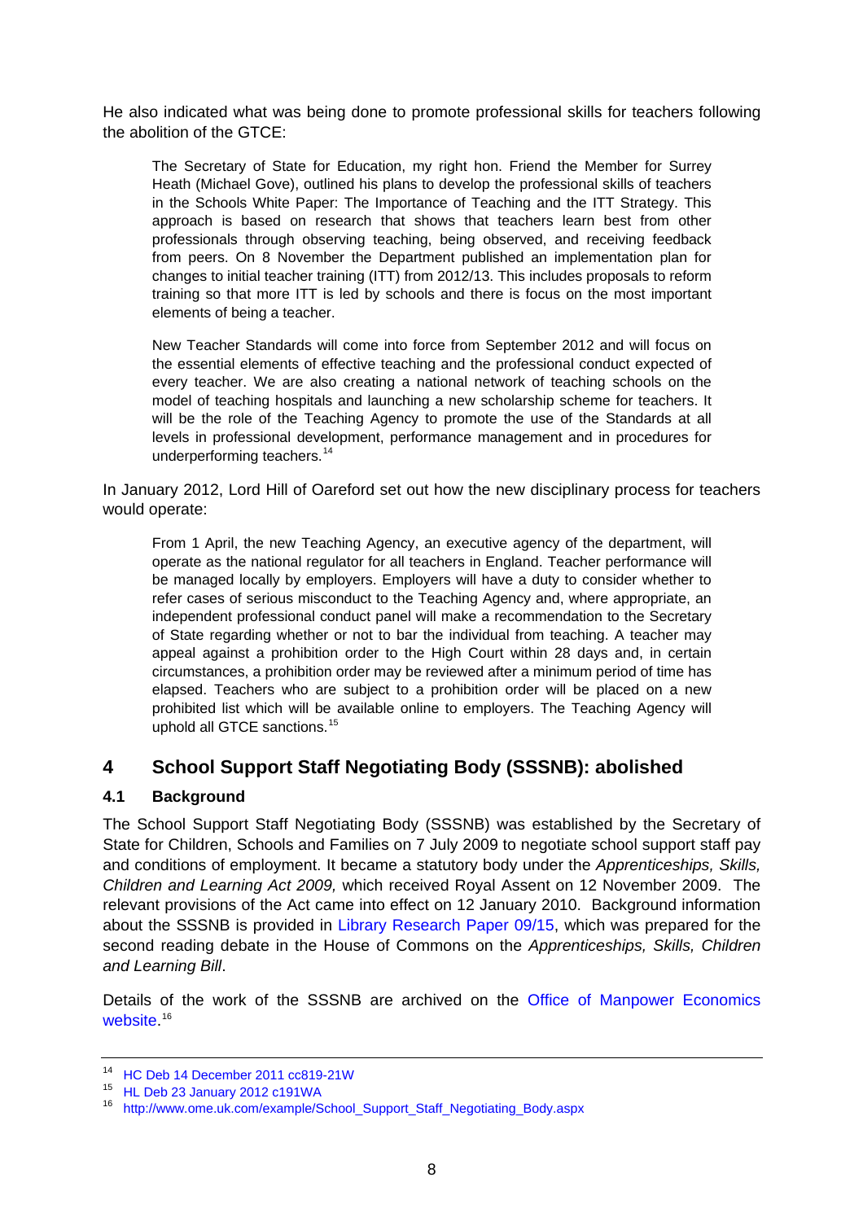He also indicated what was being done to promote professional skills for teachers following the abolition of the GTCE:

> The Secretary of State for Education, my right hon. Friend the Member for Surrey Heath (Michael Gove), outlined his plans to develop the professional skills of teachers in the Schools White Paper: The Importance of Teaching and the ITT Strategy. This approach is based on research that shows that teachers learn best from other professionals through observing teaching, being observed, and receiving feedback from peers. On 8 November the Department published an implementation plan for changes to initial teacher training (ITT) from 2012/13. This includes proposals to reform training so that more ITT is led by schools and there is focus on the most important elements of being a teacher.
>
> New Teacher Standards will come into force from September 2012 and will focus on the essential elements of effective teaching and the professional conduct expected of every teacher. We are also creating a national network of teaching schools on the model of teaching hospitals and launching a new scholarship scheme for teachers. It will be the role of the Teaching Agency to promote the use of the Standards at all levels in professional development, performance management and in procedures for underperforming teachers.[14]

In January 2012, Lord Hill of Oareford set out how the new disciplinary process for teachers would operate:

> From 1 April, the new Teaching Agency, an executive agency of the department, will operate as the national regulator for all teachers in England. Teacher performance will be managed locally by employers. Employers will have a duty to consider whether to refer cases of serious misconduct to the Teaching Agency and, where appropriate, an independent professional conduct panel will make a recommendation to the Secretary of State regarding whether or not to bar the individual from teaching. A teacher may appeal against a prohibition order to the High Court within 28 days and, in certain circumstances, a prohibition order may be reviewed after a minimum period of time has elapsed. Teachers who are subject to a prohibition order will be placed on a new prohibited list which will be available online to employers. The Teaching Agency will uphold all GTCE sanctions.[15]

## 4 School Support Staff Negotiating Body (SSSNB): abolished

### 4.1 Background

The School Support Staff Negotiating Body (SSSNB) was established by the Secretary of State for Children, Schools and Families on 7 July 2009 to negotiate school support staff pay and conditions of employment. It became a statutory body under the *Apprenticeships, Skills, Children and Learning Act 2009,* which received Royal Assent on 12 November 2009. The relevant provisions of the Act came into effect on 12 January 2010. Background information about the SSSNB is provided in Library Research Paper 09/15, which was prepared for the second reading debate in the House of Commons on the *Apprenticeships, Skills, Children and Learning Bill*.

Details of the work of the SSSNB are archived on the Office of Manpower Economics website.[16]

---

[14] HC Deb 14 December 2011 cc819-21W

[15] HL Deb 23 January 2012 c191WA

[16] http://www.ome.uk.com/example/School_Support_Staff_Negotiating_Body.aspx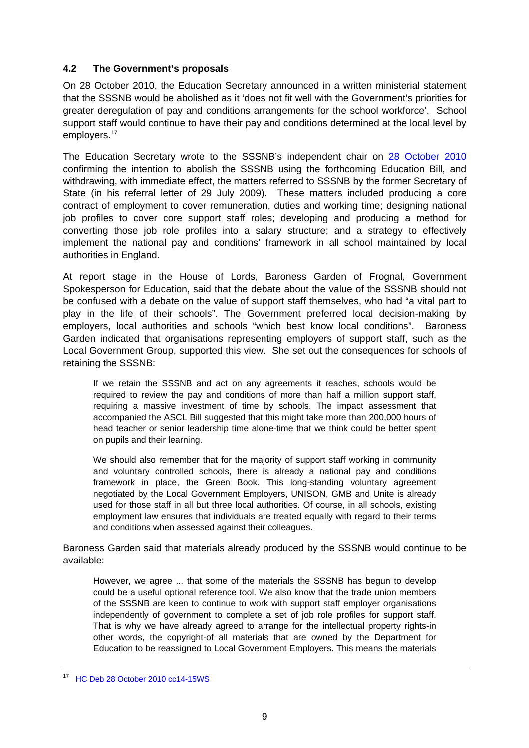### 4.2 The Government's proposals

On 28 October 2010, the Education Secretary announced in a written ministerial statement that the SSSNB would be abolished as it 'does not fit well with the Government's priorities for greater deregulation of pay and conditions arrangements for the school workforce'. School support staff would continue to have their pay and conditions determined at the local level by employers.[17]

The Education Secretary wrote to the SSSNB's independent chair on 28 October 2010 confirming the intention to abolish the SSSNB using the forthcoming Education Bill, and withdrawing, with immediate effect, the matters referred to SSSNB by the former Secretary of State (in his referral letter of 29 July 2009). These matters included producing a core contract of employment to cover remuneration, duties and working time; designing national job profiles to cover core support staff roles; developing and producing a method for converting those job role profiles into a salary structure; and a strategy to effectively implement the national pay and conditions' framework in all school maintained by local authorities in England.

At report stage in the House of Lords, Baroness Garden of Frognal, Government Spokesperson for Education, said that the debate about the value of the SSSNB should not be confused with a debate on the value of support staff themselves, who had "a vital part to play in the life of their schools". The Government preferred local decision-making by employers, local authorities and schools "which best know local conditions". Baroness Garden indicated that organisations representing employers of support staff, such as the Local Government Group, supported this view. She set out the consequences for schools of retaining the SSSNB:

> If we retain the SSSNB and act on any agreements it reaches, schools would be required to review the pay and conditions of more than half a million support staff, requiring a massive investment of time by schools. The impact assessment that accompanied the ASCL Bill suggested that this might take more than 200,000 hours of head teacher or senior leadership time alone-time that we think could be better spent on pupils and their learning.
>
> We should also remember that for the majority of support staff working in community and voluntary controlled schools, there is already a national pay and conditions framework in place, the Green Book. This long-standing voluntary agreement negotiated by the Local Government Employers, UNISON, GMB and Unite is already used for those staff in all but three local authorities. Of course, in all schools, existing employment law ensures that individuals are treated equally with regard to their terms and conditions when assessed against their colleagues.

Baroness Garden said that materials already produced by the SSSNB would continue to be available:

> However, we agree ... that some of the materials the SSSNB has begun to develop could be a useful optional reference tool. We also know that the trade union members of the SSSNB are keen to continue to work with support staff employer organisations independently of government to complete a set of job role profiles for support staff. That is why we have already agreed to arrange for the intellectual property rights-in other words, the copyright-of all materials that are owned by the Department for Education to be reassigned to Local Government Employers. This means the materials

---

[17] HC Deb 28 October 2010 cc14-15WS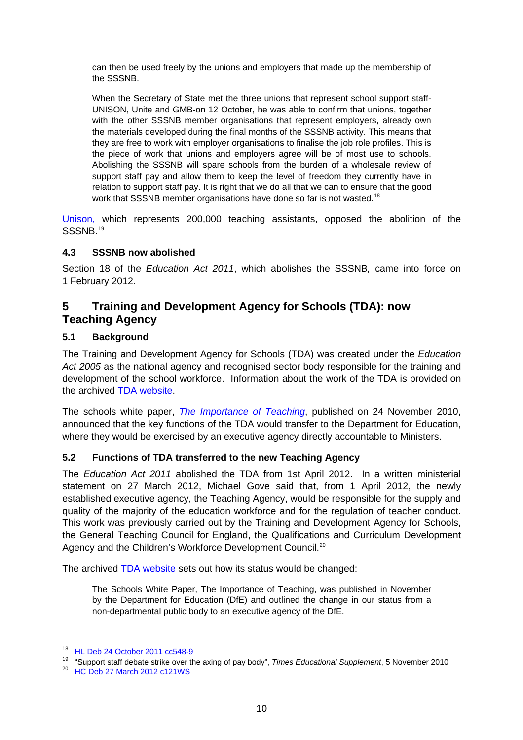> can then be used freely by the unions and employers that made up the membership of the SSSNB.
>
> When the Secretary of State met the three unions that represent school support staff-UNISON, Unite and GMB-on 12 October, he was able to confirm that unions, together with the other SSSNB member organisations that represent employers, already own the materials developed during the final months of the SSSNB activity. This means that they are free to work with employer organisations to finalise the job role profiles. This is the piece of work that unions and employers agree will be of most use to schools. Abolishing the SSSNB will spare schools from the burden of a wholesale review of support staff pay and allow them to keep the level of freedom they currently have in relation to support staff pay. It is right that we do all that we can to ensure that the good work that SSSNB member organisations have done so far is not wasted.[18]

Unison, which represents 200,000 teaching assistants, opposed the abolition of the SSSNB.[19]

### 4.3 SSSNB now abolished

Section 18 of the *Education Act 2011*, which abolishes the SSSNB, came into force on 1 February 2012.

## 5 Training and Development Agency for Schools (TDA): now Teaching Agency

### 5.1 Background

The Training and Development Agency for Schools (TDA) was created under the *Education Act 2005* as the national agency and recognised sector body responsible for the training and development of the school workforce. Information about the work of the TDA is provided on the archived TDA website.

The schools white paper, *The Importance of Teaching*, published on 24 November 2010, announced that the key functions of the TDA would transfer to the Department for Education, where they would be exercised by an executive agency directly accountable to Ministers.

### 5.2 Functions of TDA transferred to the new Teaching Agency

The *Education Act 2011* abolished the TDA from 1st April 2012. In a written ministerial statement on 27 March 2012, Michael Gove said that, from 1 April 2012, the newly established executive agency, the Teaching Agency, would be responsible for the supply and quality of the majority of the education workforce and for the regulation of teacher conduct. This work was previously carried out by the Training and Development Agency for Schools, the General Teaching Council for England, the Qualifications and Curriculum Development Agency and the Children's Workforce Development Council.[20]

The archived TDA website sets out how its status would be changed:

> The Schools White Paper, The Importance of Teaching, was published in November by the Department for Education (DfE) and outlined the change in our status from a non-departmental public body to an executive agency of the DfE.

---

[18] HL Deb 24 October 2011 cc548-9

[19] "Support staff debate strike over the axing of pay body", *Times Educational Supplement*, 5 November 2010

[20] HC Deb 27 March 2012 c121WS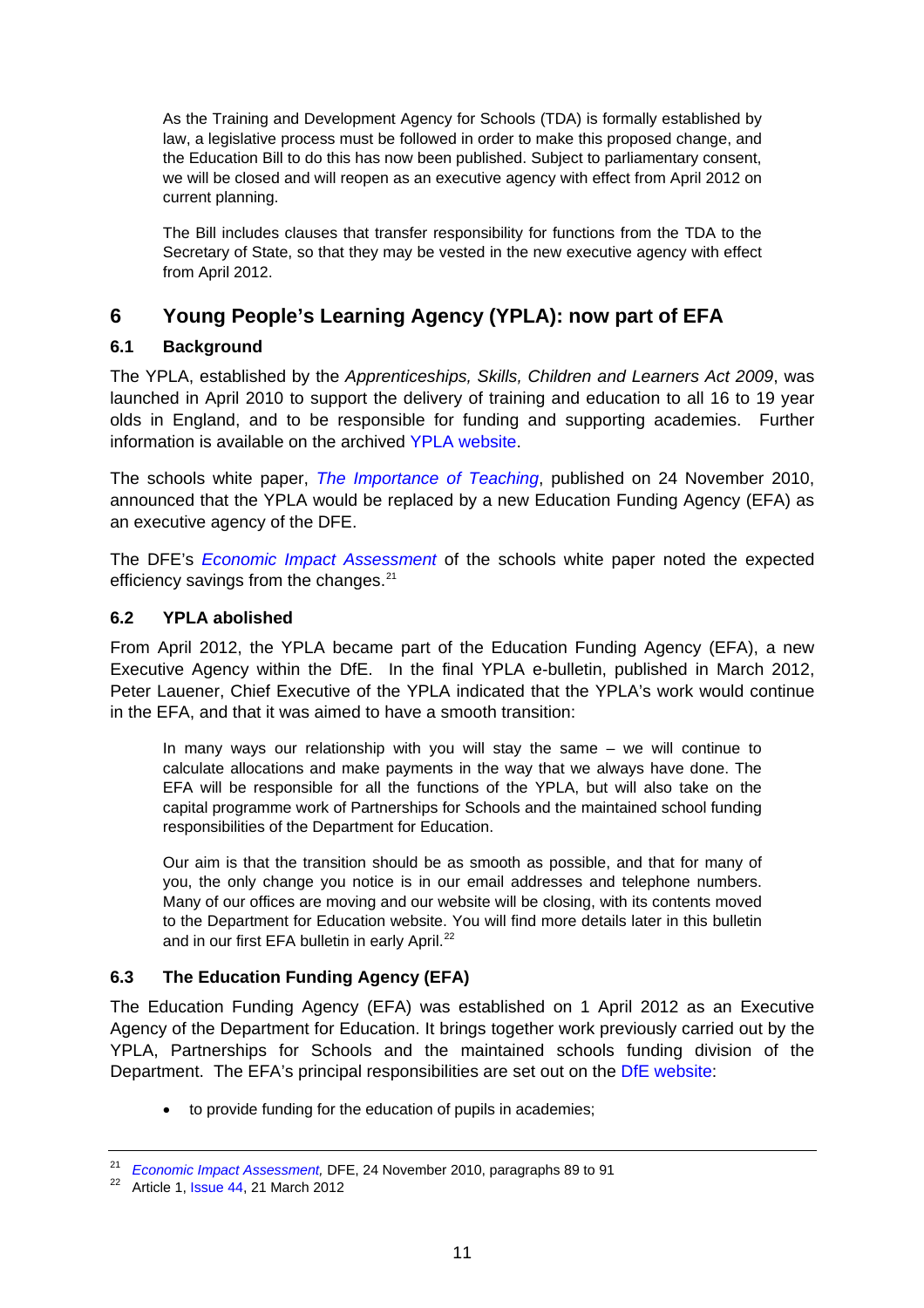> As the Training and Development Agency for Schools (TDA) is formally established by law, a legislative process must be followed in order to make this proposed change, and the Education Bill to do this has now been published. Subject to parliamentary consent, we will be closed and will reopen as an executive agency with effect from April 2012 on current planning.
>
> The Bill includes clauses that transfer responsibility for functions from the TDA to the Secretary of State, so that they may be vested in the new executive agency with effect from April 2012.

## 6 Young People's Learning Agency (YPLA): now part of EFA

### 6.1 Background

The YPLA, established by the *Apprenticeships, Skills, Children and Learners Act 2009*, was launched in April 2010 to support the delivery of training and education to all 16 to 19 year olds in England, and to be responsible for funding and supporting academies. Further information is available on the archived YPLA website.

The schools white paper, *The Importance of Teaching*, published on 24 November 2010, announced that the YPLA would be replaced by a new Education Funding Agency (EFA) as an executive agency of the DFE.

The DFE's *Economic Impact Assessment* of the schools white paper noted the expected efficiency savings from the changes.[21]

### 6.2 YPLA abolished

From April 2012, the YPLA became part of the Education Funding Agency (EFA), a new Executive Agency within the DfE. In the final YPLA e-bulletin, published in March 2012, Peter Lauener, Chief Executive of the YPLA indicated that the YPLA's work would continue in the EFA, and that it was aimed to have a smooth transition:

> In many ways our relationship with you will stay the same – we will continue to calculate allocations and make payments in the way that we always have done. The EFA will be responsible for all the functions of the YPLA, but will also take on the capital programme work of Partnerships for Schools and the maintained school funding responsibilities of the Department for Education.
>
> Our aim is that the transition should be as smooth as possible, and that for many of you, the only change you notice is in our email addresses and telephone numbers. Many of our offices are moving and our website will be closing, with its contents moved to the Department for Education website. You will find more details later in this bulletin and in our first EFA bulletin in early April.[22]

### 6.3 The Education Funding Agency (EFA)

The Education Funding Agency (EFA) was established on 1 April 2012 as an Executive Agency of the Department for Education. It brings together work previously carried out by the YPLA, Partnerships for Schools and the maintained schools funding division of the Department. The EFA's principal responsibilities are set out on the DfE website:

- to provide funding for the education of pupils in academies;

---

[21] *Economic Impact Assessment,* DFE, 24 November 2010, paragraphs 89 to 91

[22] Article 1, Issue 44, 21 March 2012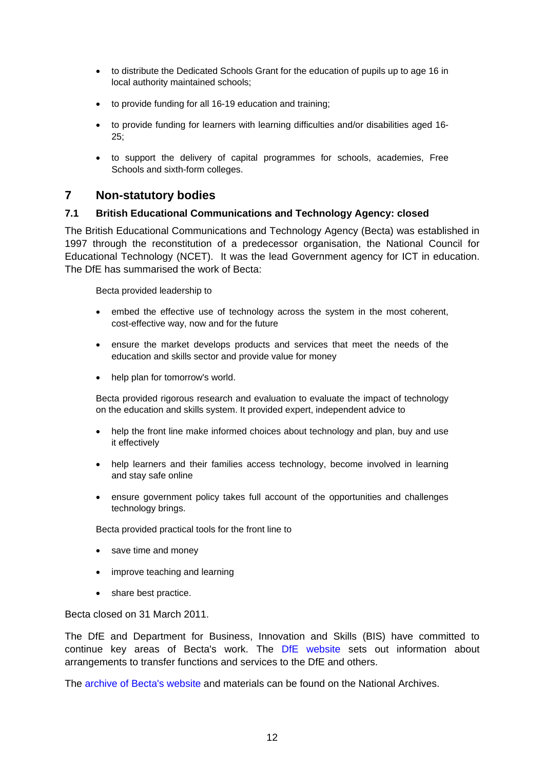- to distribute the Dedicated Schools Grant for the education of pupils up to age 16 in local authority maintained schools;
- to provide funding for all 16-19 education and training;
- to provide funding for learners with learning difficulties and/or disabilities aged 16-25;
- to support the delivery of capital programmes for schools, academies, Free Schools and sixth-form colleges.

## 7 Non-statutory bodies

### 7.1 British Educational Communications and Technology Agency: closed

The British Educational Communications and Technology Agency (Becta) was established in 1997 through the reconstitution of a predecessor organisation, the National Council for Educational Technology (NCET). It was the lead Government agency for ICT in education. The DfE has summarised the work of Becta:

> Becta provided leadership to
>
> - embed the effective use of technology across the system in the most coherent, cost-effective way, now and for the future
> - ensure the market develops products and services that meet the needs of the education and skills sector and provide value for money
> - help plan for tomorrow's world.
>
> Becta provided rigorous research and evaluation to evaluate the impact of technology on the education and skills system. It provided expert, independent advice to
>
> - help the front line make informed choices about technology and plan, buy and use it effectively
> - help learners and their families access technology, become involved in learning and stay safe online
> - ensure government policy takes full account of the opportunities and challenges technology brings.
>
> Becta provided practical tools for the front line to
>
> - save time and money
> - improve teaching and learning
> - share best practice.

Becta closed on 31 March 2011.

The DfE and Department for Business, Innovation and Skills (BIS) have committed to continue key areas of Becta's work. The DfE website sets out information about arrangements to transfer functions and services to the DfE and others.

The archive of Becta's website and materials can be found on the National Archives.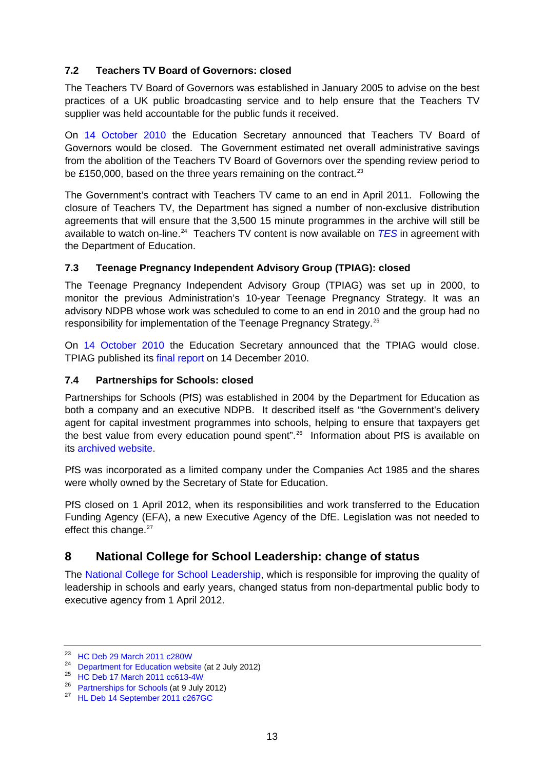### 7.2 Teachers TV Board of Governors: closed

The Teachers TV Board of Governors was established in January 2005 to advise on the best practices of a UK public broadcasting service and to help ensure that the Teachers TV supplier was held accountable for the public funds it received.

On 14 October 2010 the Education Secretary announced that Teachers TV Board of Governors would be closed. The Government estimated net overall administrative savings from the abolition of the Teachers TV Board of Governors over the spending review period to be £150,000, based on the three years remaining on the contract.[23]

The Government's contract with Teachers TV came to an end in April 2011. Following the closure of Teachers TV, the Department has signed a number of non-exclusive distribution agreements that will ensure that the 3,500 15 minute programmes in the archive will still be available to watch on-line.[24] Teachers TV content is now available on *TES* in agreement with the Department of Education.

### 7.3 Teenage Pregnancy Independent Advisory Group (TPIAG): closed

The Teenage Pregnancy Independent Advisory Group (TPIAG) was set up in 2000, to monitor the previous Administration's 10-year Teenage Pregnancy Strategy. It was an advisory NDPB whose work was scheduled to come to an end in 2010 and the group had no responsibility for implementation of the Teenage Pregnancy Strategy.[25]

On 14 October 2010 the Education Secretary announced that the TPIAG would close. TPIAG published its final report on 14 December 2010.

### 7.4 Partnerships for Schools: closed

Partnerships for Schools (PfS) was established in 2004 by the Department for Education as both a company and an executive NDPB. It described itself as "the Government's delivery agent for capital investment programmes into schools, helping to ensure that taxpayers get the best value from every education pound spent".[26] Information about PfS is available on its archived website.

PfS was incorporated as a limited company under the Companies Act 1985 and the shares were wholly owned by the Secretary of State for Education.

PfS closed on 1 April 2012, when its responsibilities and work transferred to the Education Funding Agency (EFA), a new Executive Agency of the DfE. Legislation was not needed to effect this change.[27]

## 8 National College for School Leadership: change of status

The National College for School Leadership, which is responsible for improving the quality of leadership in schools and early years, changed status from non-departmental public body to executive agency from 1 April 2012.

---

[23] HC Deb 29 March 2011 c280W
[24] Department for Education website (at 2 July 2012)
[25] HC Deb 17 March 2011 cc613-4W
[26] Partnerships for Schools (at 9 July 2012)
[27] HL Deb 14 September 2011 c267GC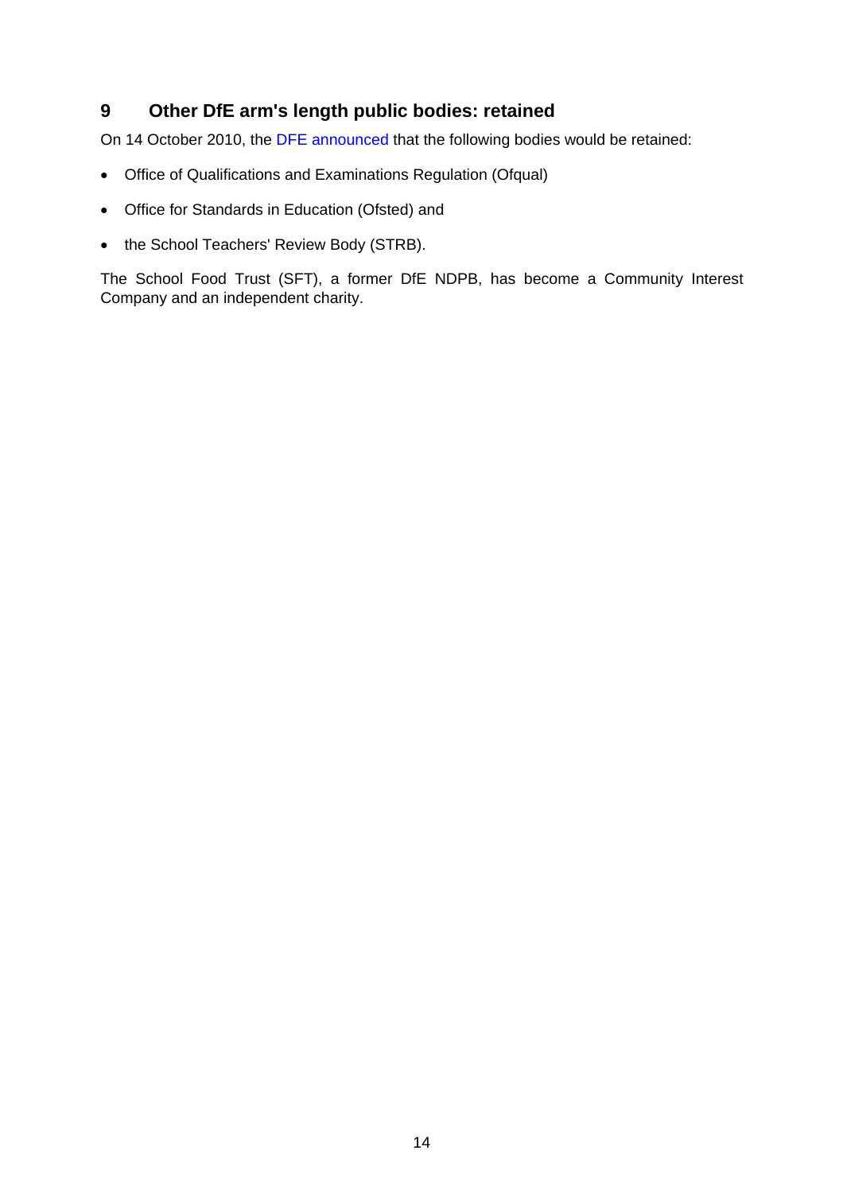## 9 Other DfE arm's length public bodies: retained

On 14 October 2010, the DFE announced that the following bodies would be retained:

- Office of Qualifications and Examinations Regulation (Ofqual)
- Office for Standards in Education (Ofsted) and
- the School Teachers' Review Body (STRB).

The School Food Trust (SFT), a former DfE NDPB, has become a Community Interest Company and an independent charity.